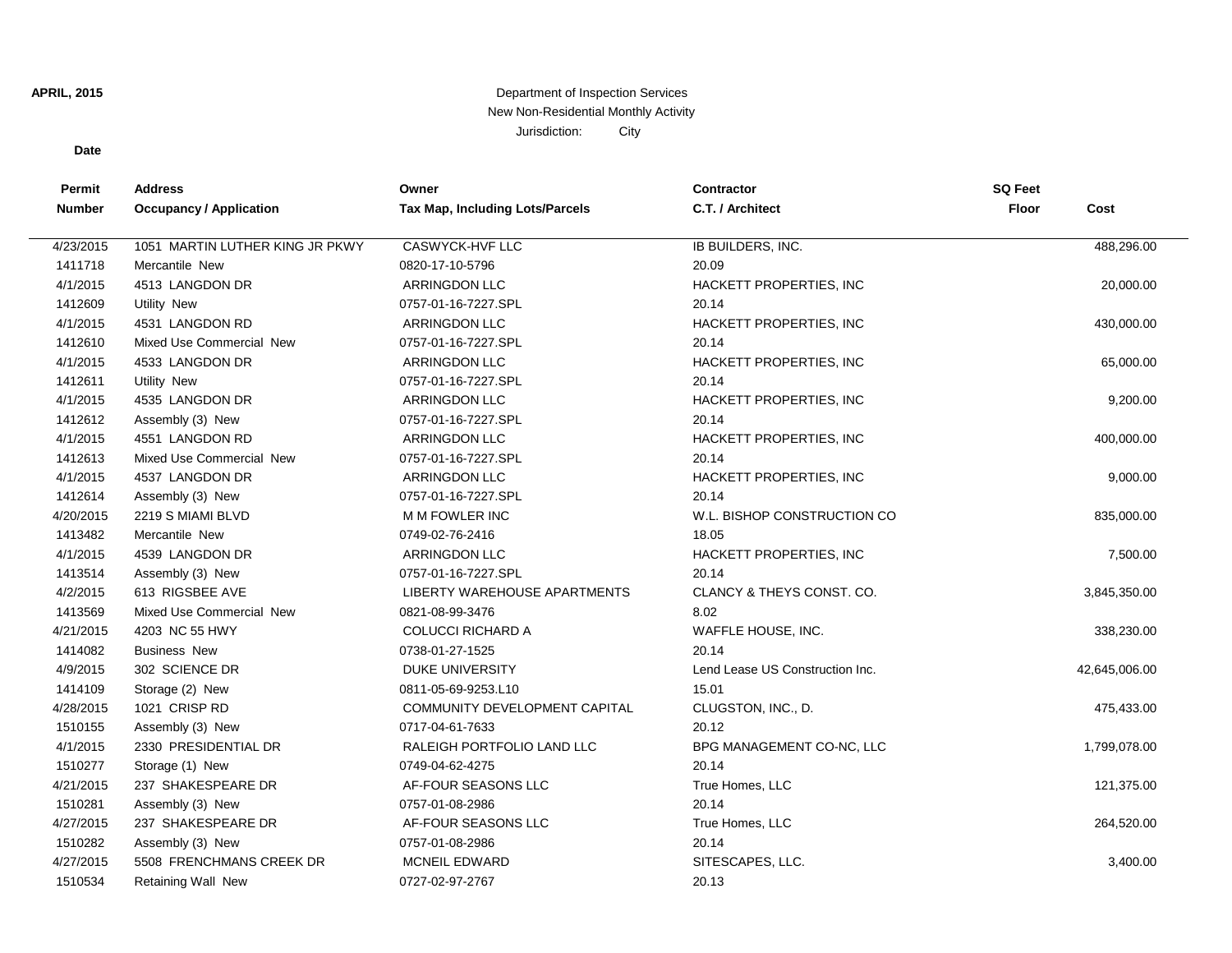**APRIL, 2015**

Department of Inspection Services
New Non-Residential Monthly Activity
Jurisdiction: City

**Date**

| Permit Number | Address / Occupancy / Application | Owner / Tax Map, Including Lots/Parcels | Contractor / C.T. / Architect | SQ Feet Floor | Cost |
|---|---|---|---|---|---|
| 4/23/2015<br>1411718 | 1051 MARTIN LUTHER KING JR PKWY<br>Mercantile New | CASWYCK-HVF LLC<br>0820-17-10-5796 | IB BUILDERS, INC.<br>20.09 | | 488,296.00 |
| 4/1/2015<br>1412609 | 4513 LANGDON DR<br>Utility New | ARRINGDON LLC<br>0757-01-16-7227.SPL | HACKETT PROPERTIES, INC<br>20.14 | | 20,000.00 |
| 4/1/2015<br>1412610 | 4531 LANGDON RD<br>Mixed Use Commercial New | ARRINGDON LLC<br>0757-01-16-7227.SPL | HACKETT PROPERTIES, INC<br>20.14 | | 430,000.00 |
| 4/1/2015<br>1412611 | 4533 LANGDON DR<br>Utility New | ARRINGDON LLC<br>0757-01-16-7227.SPL | HACKETT PROPERTIES, INC<br>20.14 | | 65,000.00 |
| 4/1/2015<br>1412612 | 4535 LANGDON DR<br>Assembly (3) New | ARRINGDON LLC<br>0757-01-16-7227.SPL | HACKETT PROPERTIES, INC<br>20.14 | | 9,200.00 |
| 4/1/2015<br>1412613 | 4551 LANGDON RD<br>Mixed Use Commercial New | ARRINGDON LLC<br>0757-01-16-7227.SPL | HACKETT PROPERTIES, INC<br>20.14 | | 400,000.00 |
| 4/1/2015<br>1412614 | 4537 LANGDON DR<br>Assembly (3) New | ARRINGDON LLC<br>0757-01-16-7227.SPL | HACKETT PROPERTIES, INC<br>20.14 | | 9,000.00 |
| 4/20/2015<br>1413482 | 2219 S MIAMI BLVD<br>Mercantile New | M M FOWLER INC<br>0749-02-76-2416 | W.L. BISHOP CONSTRUCTION CO<br>18.05 | | 835,000.00 |
| 4/1/2015<br>1413514 | 4539 LANGDON DR<br>Assembly (3) New | ARRINGDON LLC<br>0757-01-16-7227.SPL | HACKETT PROPERTIES, INC<br>20.14 | | 7,500.00 |
| 4/2/2015<br>1413569 | 613 RIGSBEE AVE<br>Mixed Use Commercial New | LIBERTY WAREHOUSE APARTMENTS<br>0821-08-99-3476 | CLANCY & THEYS CONST. CO.<br>8.02 | | 3,845,350.00 |
| 4/21/2015<br>1414082 | 4203 NC 55 HWY<br>Business New | COLUCCI RICHARD A<br>0738-01-27-1525 | WAFFLE HOUSE, INC.<br>20.14 | | 338,230.00 |
| 4/9/2015<br>1414109 | 302 SCIENCE DR<br>Storage (2) New | DUKE UNIVERSITY<br>0811-05-69-9253.L10 | Lend Lease US Construction Inc.<br>15.01 | | 42,645,006.00 |
| 4/28/2015<br>1510155 | 1021 CRISP RD<br>Assembly (3) New | COMMUNITY DEVELOPMENT CAPITAL<br>0717-04-61-7633 | CLUGSTON, INC., D.<br>20.12 | | 475,433.00 |
| 4/1/2015<br>1510277 | 2330 PRESIDENTIAL DR<br>Storage (1) New | RALEIGH PORTFOLIO LAND LLC<br>0749-04-62-4275 | BPG MANAGEMENT CO-NC, LLC<br>20.14 | | 1,799,078.00 |
| 4/21/2015<br>1510281 | 237 SHAKESPEARE DR<br>Assembly (3) New | AF-FOUR SEASONS LLC<br>0757-01-08-2986 | True Homes, LLC<br>20.14 | | 121,375.00 |
| 4/27/2015<br>1510282 | 237 SHAKESPEARE DR<br>Assembly (3) New | AF-FOUR SEASONS LLC<br>0757-01-08-2986 | True Homes, LLC<br>20.14 | | 264,520.00 |
| 4/27/2015<br>1510534 | 5508 FRENCHMANS CREEK DR<br>Retaining Wall New | MCNEIL EDWARD<br>0727-02-97-2767 | SITESCAPES, LLC.<br>20.13 | | 3,400.00 |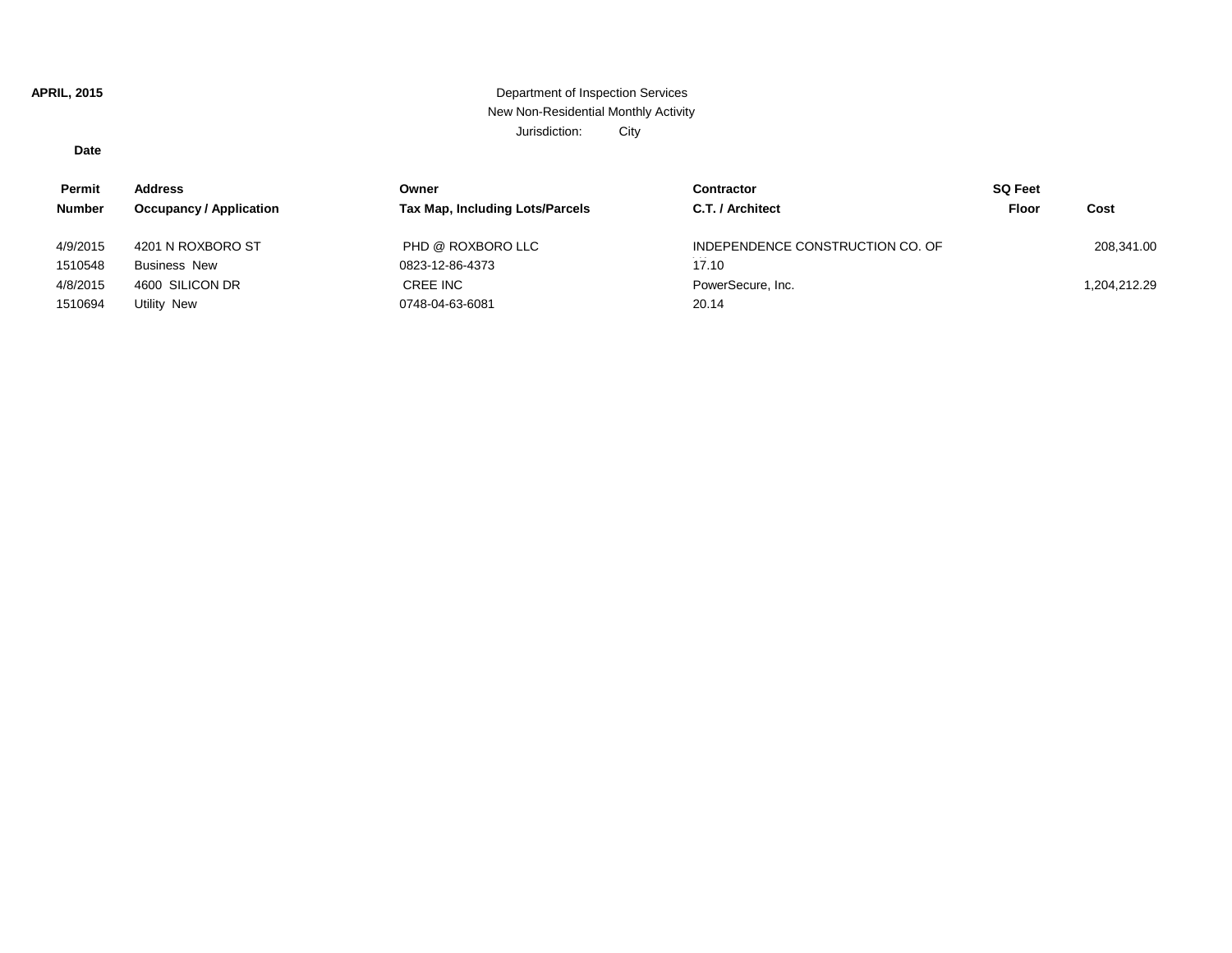**APRIL, 2015**

Department of Inspection Services

New Non-Residential Monthly Activity

Jurisdiction: City

| Date<br>Permit<br>Number | Address<br>Occupancy / Application | Owner<br>Tax Map, Including Lots/Parcels | Contractor<br>C.T. / Architect | SQ Feet<br>Floor | Cost |
|---|---|---|---|---|---|
| 4/9/2015 | 4201 N ROXBORO ST | PHD @ ROXBORO LLC | INDEPENDENCE CONSTRUCTION CO. OF | | 208,341.00 |
| 1510548 | Business New | 0823-12-86-4373 | 17.10 | | |
| 4/8/2015 | 4600 SILICON DR | CREE INC | PowerSecure, Inc. | | 1,204,212.29 |
| 1510694 | Utility New | 0748-04-63-6081 | 20.14 | | |